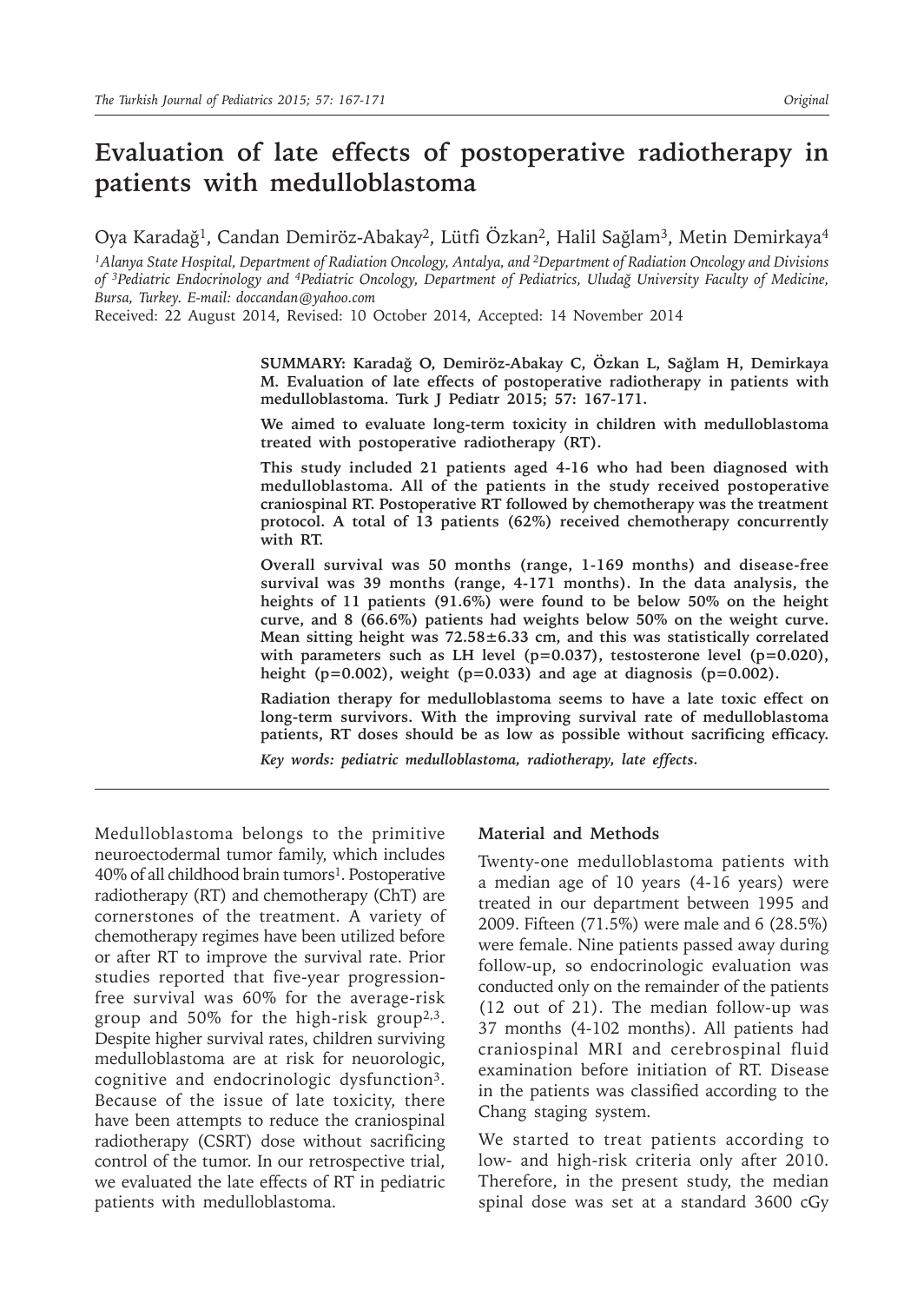# Evaluation of late effects of postoperative radiotherapy in patients with medulloblastoma

Oya Karadağ[1], Candan Demiröz-Abakay[2], Lütfi Özkan[2], Halil Sağlam[3], Metin Demirkaya[4]

[1]Alanya State Hospital, Department of Radiation Oncology, Antalya, and [2]Department of Radiation Oncology and Divisions of [3]Pediatric Endocrinology and [4]Pediatric Oncology, Department of Pediatrics, Uludağ University Faculty of Medicine, Bursa, Turkey. E-mail: doccandan@yahoo.com

Received: 22 August 2014, Revised: 10 October 2014, Accepted: 14 November 2014

**SUMMARY: Karadağ O, Demiröz-Abakay C, Özkan L, Sağlam H, Demirkaya M. Evaluation of late effects of postoperative radiotherapy in patients with medulloblastoma. Turk J Pediatr 2015; 57: 167-171.**

**We aimed to evaluate long-term toxicity in children with medulloblastoma treated with postoperative radiotherapy (RT).**

**This study included 21 patients aged 4-16 who had been diagnosed with medulloblastoma. All of the patients in the study received postoperative craniospinal RT. Postoperative RT followed by chemotherapy was the treatment protocol. A total of 13 patients (62%) received chemotherapy concurrently with RT.**

**Overall survival was 50 months (range, 1-169 months) and disease-free survival was 39 months (range, 4-171 months). In the data analysis, the heights of 11 patients (91.6%) were found to be below 50% on the height curve, and 8 (66.6%) patients had weights below 50% on the weight curve. Mean sitting height was 72.58±6.33 cm, and this was statistically correlated with parameters such as LH level (p=0.037), testosterone level (p=0.020), height (p=0.002), weight (p=0.033) and age at diagnosis (p=0.002).**

**Radiation therapy for medulloblastoma seems to have a late toxic effect on long-term survivors. With the improving survival rate of medulloblastoma patients, RT doses should be as low as possible without sacrificing efficacy.**

***Key words: pediatric medulloblastoma, radiotherapy, late effects.***

Medulloblastoma belongs to the primitive neuroectodermal tumor family, which includes 40% of all childhood brain tumors[1]. Postoperative radiotherapy (RT) and chemotherapy (ChT) are cornerstones of the treatment. A variety of chemotherapy regimes have been utilized before or after RT to improve the survival rate. Prior studies reported that five-year progression-free survival was 60% for the average-risk group and 50% for the high-risk group[2,3]. Despite higher survival rates, children surviving medulloblastoma are at risk for neuorologic, cognitive and endocrinologic dysfunction[3]. Because of the issue of late toxicity, there have been attempts to reduce the craniospinal radiotherapy (CSRT) dose without sacrificing control of the tumor. In our retrospective trial, we evaluated the late effects of RT in pediatric patients with medulloblastoma.

## Material and Methods

Twenty-one medulloblastoma patients with a median age of 10 years (4-16 years) were treated in our department between 1995 and 2009. Fifteen (71.5%) were male and 6 (28.5%) were female. Nine patients passed away during follow-up, so endocrinologic evaluation was conducted only on the remainder of the patients (12 out of 21). The median follow-up was 37 months (4-102 months). All patients had craniospinal MRI and cerebrospinal fluid examination before initiation of RT. Disease in the patients was classified according to the Chang staging system.

We started to treat patients according to low- and high-risk criteria only after 2010. Therefore, in the present study, the median spinal dose was set at a standard 3600 cGy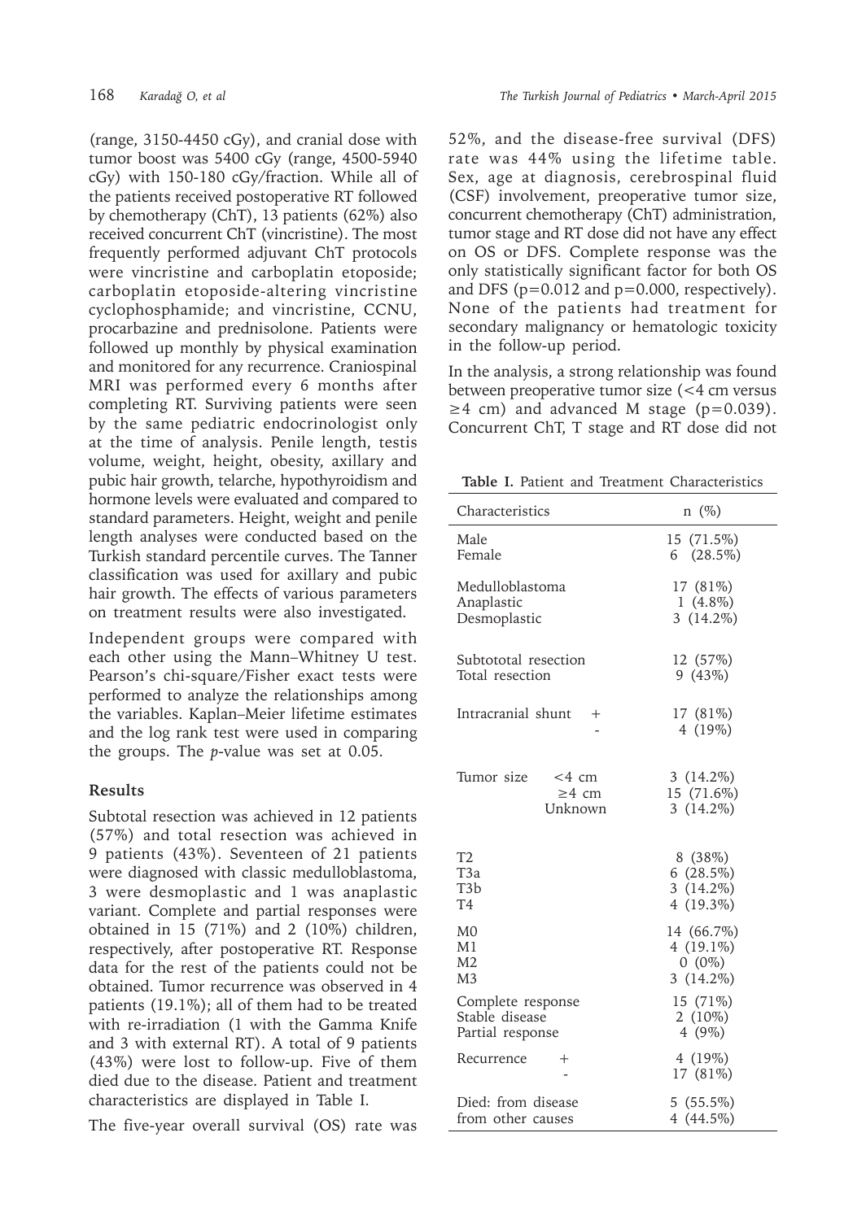(range, 3150-4450 cGy), and cranial dose with tumor boost was 5400 cGy (range, 4500-5940 cGy) with 150-180 cGy/fraction. While all of the patients received postoperative RT followed by chemotherapy (ChT), 13 patients (62%) also received concurrent ChT (vincristine). The most frequently performed adjuvant ChT protocols were vincristine and carboplatin etoposide; carboplatin etoposide-altering vincristine cyclophosphamide; and vincristine, CCNU, procarbazine and prednisolone. Patients were followed up monthly by physical examination and monitored for any recurrence. Craniospinal MRI was performed every 6 months after completing RT. Surviving patients were seen by the same pediatric endocrinologist only at the time of analysis. Penile length, testis volume, weight, height, obesity, axillary and pubic hair growth, telarche, hypothyroidism and hormone levels were evaluated and compared to standard parameters. Height, weight and penile length analyses were conducted based on the Turkish standard percentile curves. The Tanner classification was used for axillary and pubic hair growth. The effects of various parameters on treatment results were also investigated.

Independent groups were compared with each other using the Mann–Whitney U test. Pearson's chi-square/Fisher exact tests were performed to analyze the relationships among the variables. Kaplan–Meier lifetime estimates and the log rank test were used in comparing the groups. The *p*-value was set at 0.05.

## Results

Subtotal resection was achieved in 12 patients (57%) and total resection was achieved in 9 patients (43%). Seventeen of 21 patients were diagnosed with classic medulloblastoma, 3 were desmoplastic and 1 was anaplastic variant. Complete and partial responses were obtained in 15 (71%) and 2 (10%) children, respectively, after postoperative RT. Response data for the rest of the patients could not be obtained. Tumor recurrence was observed in 4 patients (19.1%); all of them had to be treated with re-irradiation (1 with the Gamma Knife and 3 with external RT). A total of 9 patients (43%) were lost to follow-up. Five of them died due to the disease. Patient and treatment characteristics are displayed in Table I.

The five-year overall survival (OS) rate was 52%, and the disease-free survival (DFS) rate was 44% using the lifetime table. Sex, age at diagnosis, cerebrospinal fluid (CSF) involvement, preoperative tumor size, concurrent chemotherapy (ChT) administration, tumor stage and RT dose did not have any effect on OS or DFS. Complete response was the only statistically significant factor for both OS and DFS ($p=0.012$ and $p=0.000$, respectively). None of the patients had treatment for secondary malignancy or hematologic toxicity in the follow-up period.

In the analysis, a strong relationship was found between preoperative tumor size (<4 cm versus ≥4 cm) and advanced M stage ($p=0.039$). Concurrent ChT, T stage and RT dose did not

**Table I.** Patient and Treatment Characteristics

| Characteristics | | n (%) |
|---|---|---|
| Male | | 15 (71.5%) |
| Female | | 6 (28.5%) |
| Medulloblastoma | | 17 (81%) |
| Anaplastic | | 1 (4.8%) |
| Desmoplastic | | 3 (14.2%) |
| Subtotal resection | | 12 (57%) |
| Total resection | | 9 (43%) |
| Intracranial shunt | + | 17 (81%) |
| | - | 4 (19%) |
| Tumor size | <4 cm | 3 (14.2%) |
| | ≥4 cm | 15 (71.6%) |
| | Unknown | 3 (14.2%) |
| T2 | | 8 (38%) |
| T3a | | 6 (28.5%) |
| T3b | | 3 (14.2%) |
| T4 | | 4 (19.3%) |
| M0 | | 14 (66.7%) |
| M1 | | 4 (19.1%) |
| M2 | | 0 (0%) |
| M3 | | 3 (14.2%) |
| Complete response | | 15 (71%) |
| Stable disease | | 2 (10%) |
| Partial response | | 4 (9%) |
| Recurrence | + | 4 (19%) |
| | - | 17 (81%) |
| Died: from disease | | 5 (55.5%) |
| from other causes | | 4 (44.5%) |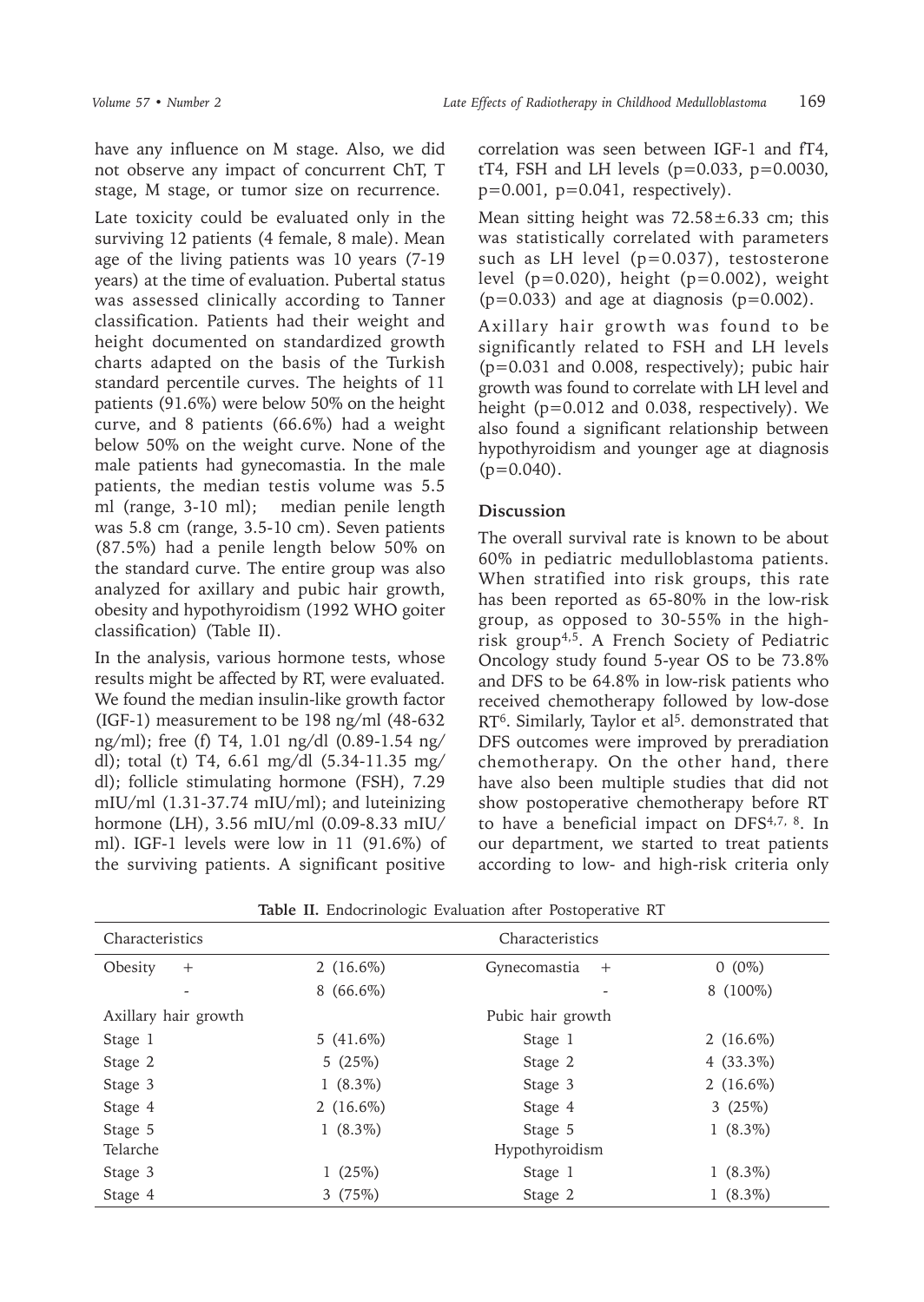have any influence on M stage. Also, we did not observe any impact of concurrent ChT, T stage, M stage, or tumor size on recurrence.

Late toxicity could be evaluated only in the surviving 12 patients (4 female, 8 male). Mean age of the living patients was 10 years (7-19 years) at the time of evaluation. Pubertal status was assessed clinically according to Tanner classification. Patients had their weight and height documented on standardized growth charts adapted on the basis of the Turkish standard percentile curves. The heights of 11 patients (91.6%) were below 50% on the height curve, and 8 patients (66.6%) had a weight below 50% on the weight curve. None of the male patients had gynecomastia. In the male patients, the median testis volume was 5.5 ml (range, 3-10 ml); median penile length was 5.8 cm (range, 3.5-10 cm). Seven patients (87.5%) had a penile length below 50% on the standard curve. The entire group was also analyzed for axillary and pubic hair growth, obesity and hypothyroidism (1992 WHO goiter classification) (Table II).

In the analysis, various hormone tests, whose results might be affected by RT, were evaluated. We found the median insulin-like growth factor (IGF-1) measurement to be 198 ng/ml (48-632 ng/ml); free (f) T4, 1.01 ng/dl (0.89-1.54 ng/dl); total (t) T4, 6.61 mg/dl (5.34-11.35 mg/dl); follicle stimulating hormone (FSH), 7.29 mIU/ml (1.31-37.74 mIU/ml); and luteinizing hormone (LH), 3.56 mIU/ml (0.09-8.33 mIU/ml). IGF-1 levels were low in 11 (91.6%) of the surviving patients. A significant positive correlation was seen between IGF-1 and fT4, tT4, FSH and LH levels ($p=0.033$, $p=0.0030$, $p=0.001$, $p=0.041$, respectively).

Mean sitting height was $72.58 \pm 6.33$ cm; this was statistically correlated with parameters such as LH level ($p=0.037$), testosterone level ($p=0.020$), height ($p=0.002$), weight ($p=0.033$) and age at diagnosis ($p=0.002$).

Axillary hair growth was found to be significantly related to FSH and LH levels ($p=0.031$ and 0.008, respectively); pubic hair growth was found to correlate with LH level and height ($p=0.012$ and 0.038, respectively). We also found a significant relationship between hypothyroidism and younger age at diagnosis ($p=0.040$).

## Discussion

The overall survival rate is known to be about 60% in pediatric medulloblastoma patients. When stratified into risk groups, this rate has been reported as 65-80% in the low-risk group, as opposed to 30-55% in the high-risk group[4,5]. A French Society of Pediatric Oncology study found 5-year OS to be 73.8% and DFS to be 64.8% in low-risk patients who received chemotherapy followed by low-dose RT[6]. Similarly, Taylor et al[5]. demonstrated that DFS outcomes were improved by preradiation chemotherapy. On the other hand, there have also been multiple studies that did not show postoperative chemotherapy before RT to have a beneficial impact on DFS[4,7, 8]. In our department, we started to treat patients according to low- and high-risk criteria only

**Table II.** Endocrinologic Evaluation after Postoperative RT

| Characteristics | | Characteristics | |
|---|---|---|---|
| Obesity + | 2 (16.6%) | Gynecomastia + | 0 (0%) |
| - | 8 (66.6%) | - | 8 (100%) |
| Axillary hair growth | | Pubic hair growth | |
| Stage 1 | 5 (41.6%) | Stage 1 | 2 (16.6%) |
| Stage 2 | 5 (25%) | Stage 2 | 4 (33.3%) |
| Stage 3 | 1 (8.3%) | Stage 3 | 2 (16.6%) |
| Stage 4 | 2 (16.6%) | Stage 4 | 3 (25%) |
| Stage 5 | 1 (8.3%) | Stage 5 | 1 (8.3%) |
| Telarche | | Hypothyroidism | |
| Stage 3 | 1 (25%) | Stage 1 | 1 (8.3%) |
| Stage 4 | 3 (75%) | Stage 2 | 1 (8.3%) |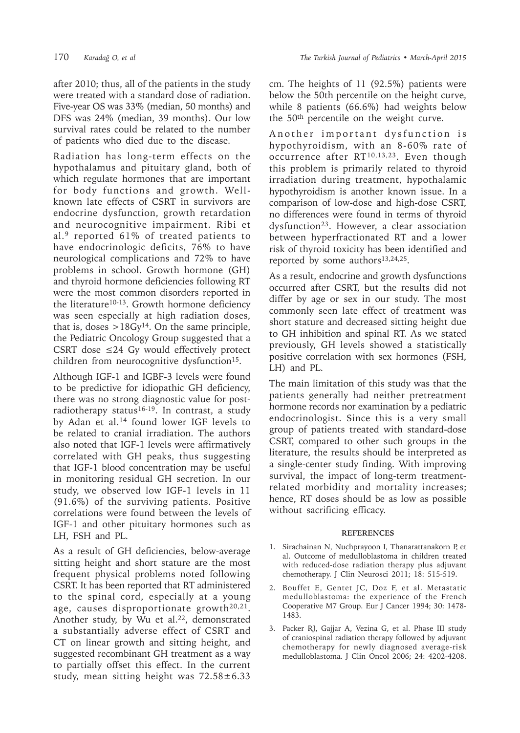after 2010; thus, all of the patients in the study were treated with a standard dose of radiation. Five-year OS was 33% (median, 50 months) and DFS was 24% (median, 39 months). Our low survival rates could be related to the number of patients who died due to the disease.

Radiation has long-term effects on the hypothalamus and pituitary gland, both of which regulate hormones that are important for body functions and growth. Well-known late effects of CSRT in survivors are endocrine dysfunction, growth retardation and neurocognitive impairment. Ribi et al.[9] reported 61% of treated patients to have endocrinologic deficits, 76% to have neurological complications and 72% to have problems in school. Growth hormone (GH) and thyroid hormone deficiencies following RT were the most common disorders reported in the literature[10-13]. Growth hormone deficiency was seen especially at high radiation doses, that is, doses >18Gy[14]. On the same principle, the Pediatric Oncology Group suggested that a CSRT dose ≤24 Gy would effectively protect children from neurocognitive dysfunction[15].

Although IGF-1 and IGBF-3 levels were found to be predictive for idiopathic GH deficiency, there was no strong diagnostic value for post-radiotherapy status[16-19]. In contrast, a study by Adan et al.[14] found lower IGF levels to be related to cranial irradiation. The authors also noted that IGF-1 levels were affirmatively correlated with GH peaks, thus suggesting that IGF-1 blood concentration may be useful in monitoring residual GH secretion. In our study, we observed low IGF-1 levels in 11 (91.6%) of the surviving patients. Positive correlations were found between the levels of IGF-1 and other pituitary hormones such as LH, FSH and PL.

As a result of GH deficiencies, below-average sitting height and short stature are the most frequent physical problems noted following CSRT. It has been reported that RT administered to the spinal cord, especially at a young age, causes disproportionate growth[20,21]. Another study, by Wu et al.[22], demonstrated a substantially adverse effect of CSRT and CT on linear growth and sitting height, and suggested recombinant GH treatment as a way to partially offset this effect. In the current study, mean sitting height was 72.58±6.33 cm. The heights of 11 (92.5%) patients were below the 50th percentile on the height curve, while 8 patients (66.6%) had weights below the 50th percentile on the weight curve.

Another important dysfunction is hypothyroidism, with an 8-60% rate of occurrence after RT[10,13,23]. Even though this problem is primarily related to thyroid irradiation during treatment, hypothalamic hypothyroidism is another known issue. In a comparison of low-dose and high-dose CSRT, no differences were found in terms of thyroid dysfunction[23]. However, a clear association between hyperfractionated RT and a lower risk of thyroid toxicity has been identified and reported by some authors[13,24,25].

As a result, endocrine and growth dysfunctions occurred after CSRT, but the results did not differ by age or sex in our study. The most commonly seen late effect of treatment was short stature and decreased sitting height due to GH inhibition and spinal RT. As we stated previously, GH levels showed a statistically positive correlation with sex hormones (FSH, LH) and PL.

The main limitation of this study was that the patients generally had neither pretreatment hormone records nor examination by a pediatric endocrinologist. Since this is a very small group of patients treated with standard-dose CSRT, compared to other such groups in the literature, the results should be interpreted as a single-center study finding. With improving survival, the impact of long-term treatment-related morbidity and mortality increases; hence, RT doses should be as low as possible without sacrificing efficacy.

## REFERENCES

1. Sirachainan N, Nuchprayoon I, Thanarattanakorn P, et al. Outcome of medulloblastoma in children treated with reduced-dose radiation therapy plus adjuvant chemotherapy. J Clin Neurosci 2011; 18: 515-519.
2. Bouffet E, Gentet JC, Doz F, et al. Metastatic medulloblastoma: the experience of the French Cooperative M7 Group. Eur J Cancer 1994; 30: 1478-1483.
3. Packer RJ, Gajjar A, Vezina G, et al. Phase III study of craniospinal radiation therapy followed by adjuvant chemotherapy for newly diagnosed average-risk medulloblastoma. J Clin Oncol 2006; 24: 4202-4208.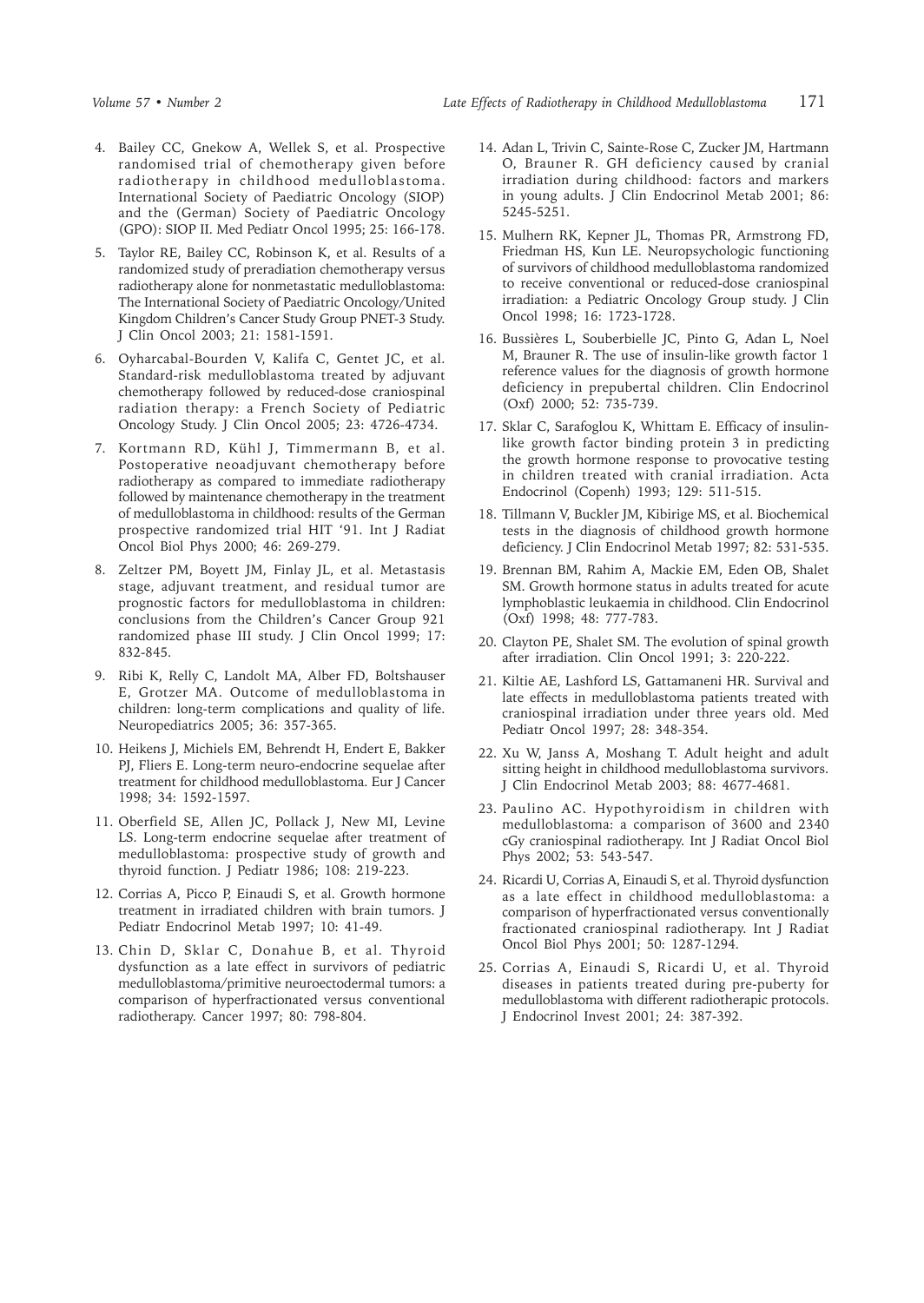4. Bailey CC, Gnekow A, Wellek S, et al. Prospective randomised trial of chemotherapy given before radiotherapy in childhood medulloblastoma. International Society of Paediatric Oncology (SIOP) and the (German) Society of Paediatric Oncology (GPO): SIOP II. Med Pediatr Oncol 1995; 25: 166-178.
5. Taylor RE, Bailey CC, Robinson K, et al. Results of a randomized study of preradiation chemotherapy versus radiotherapy alone for nonmetastatic medulloblastoma: The International Society of Paediatric Oncology/United Kingdom Children's Cancer Study Group PNET-3 Study. J Clin Oncol 2003; 21: 1581-1591.
6. Oyharcabal-Bourden V, Kalifa C, Gentet JC, et al. Standard-risk medulloblastoma treated by adjuvant chemotherapy followed by reduced-dose craniospinal radiation therapy: a French Society of Pediatric Oncology Study. J Clin Oncol 2005; 23: 4726-4734.
7. Kortmann RD, Kühl J, Timmermann B, et al. Postoperative neoadjuvant chemotherapy before radiotherapy as compared to immediate radiotherapy followed by maintenance chemotherapy in the treatment of medulloblastoma in childhood: results of the German prospective randomized trial HIT '91. Int J Radiat Oncol Biol Phys 2000; 46: 269-279.
8. Zeltzer PM, Boyett JM, Finlay JL, et al. Metastasis stage, adjuvant treatment, and residual tumor are prognostic factors for medulloblastoma in children: conclusions from the Children's Cancer Group 921 randomized phase III study. J Clin Oncol 1999; 17: 832-845.
9. Ribi K, Relly C, Landolt MA, Alber FD, Boltshauser E, Grotzer MA. Outcome of medulloblastoma in children: long-term complications and quality of life. Neuropediatrics 2005; 36: 357-365.
10. Heikens J, Michiels EM, Behrendt H, Endert E, Bakker PJ, Fliers E. Long-term neuro-endocrine sequelae after treatment for childhood medulloblastoma. Eur J Cancer 1998; 34: 1592-1597.
11. Oberfield SE, Allen JC, Pollack J, New MI, Levine LS. Long-term endocrine sequelae after treatment of medulloblastoma: prospective study of growth and thyroid function. J Pediatr 1986; 108: 219-223.
12. Corrias A, Picco P, Einaudi S, et al. Growth hormone treatment in irradiated children with brain tumors. J Pediatr Endocrinol Metab 1997; 10: 41-49.
13. Chin D, Sklar C, Donahue B, et al. Thyroid dysfunction as a late effect in survivors of pediatric medulloblastoma/primitive neuroectodermal tumors: a comparison of hyperfractionated versus conventional radiotherapy. Cancer 1997; 80: 798-804.
14. Adan L, Trivin C, Sainte-Rose C, Zucker JM, Hartmann O, Brauner R. GH deficiency caused by cranial irradiation during childhood: factors and markers in young adults. J Clin Endocrinol Metab 2001; 86: 5245-5251.
15. Mulhern RK, Kepner JL, Thomas PR, Armstrong FD, Friedman HS, Kun LE. Neuropsychologic functioning of survivors of childhood medulloblastoma randomized to receive conventional or reduced-dose craniospinal irradiation: a Pediatric Oncology Group study. J Clin Oncol 1998; 16: 1723-1728.
16. Bussières L, Souberbielle JC, Pinto G, Adan L, Noel M, Brauner R. The use of insulin-like growth factor 1 reference values for the diagnosis of growth hormone deficiency in prepubertal children. Clin Endocrinol (Oxf) 2000; 52: 735-739.
17. Sklar C, Sarafoglou K, Whittam E. Efficacy of insulin-like growth factor binding protein 3 in predicting the growth hormone response to provocative testing in children treated with cranial irradiation. Acta Endocrinol (Copenh) 1993; 129: 511-515.
18. Tillmann V, Buckler JM, Kibirige MS, et al. Biochemical tests in the diagnosis of childhood growth hormone deficiency. J Clin Endocrinol Metab 1997; 82: 531-535.
19. Brennan BM, Rahim A, Mackie EM, Eden OB, Shalet SM. Growth hormone status in adults treated for acute lymphoblastic leukaemia in childhood. Clin Endocrinol (Oxf) 1998; 48: 777-783.
20. Clayton PE, Shalet SM. The evolution of spinal growth after irradiation. Clin Oncol 1991; 3: 220-222.
21. Kiltie AE, Lashford LS, Gattamaneni HR. Survival and late effects in medulloblastoma patients treated with craniospinal irradiation under three years old. Med Pediatr Oncol 1997; 28: 348-354.
22. Xu W, Janss A, Moshang T. Adult height and adult sitting height in childhood medulloblastoma survivors. J Clin Endocrinol Metab 2003; 88: 4677-4681.
23. Paulino AC. Hypothyroidism in children with medulloblastoma: a comparison of 3600 and 2340 cGy craniospinal radiotherapy. Int J Radiat Oncol Biol Phys 2002; 53: 543-547.
24. Ricardi U, Corrias A, Einaudi S, et al. Thyroid dysfunction as a late effect in childhood medulloblastoma: a comparison of hyperfractionated versus conventionally fractionated craniospinal radiotherapy. Int J Radiat Oncol Biol Phys 2001; 50: 1287-1294.
25. Corrias A, Einaudi S, Ricardi U, et al. Thyroid diseases in patients treated during pre-puberty for medulloblastoma with different radiotherapic protocols. J Endocrinol Invest 2001; 24: 387-392.